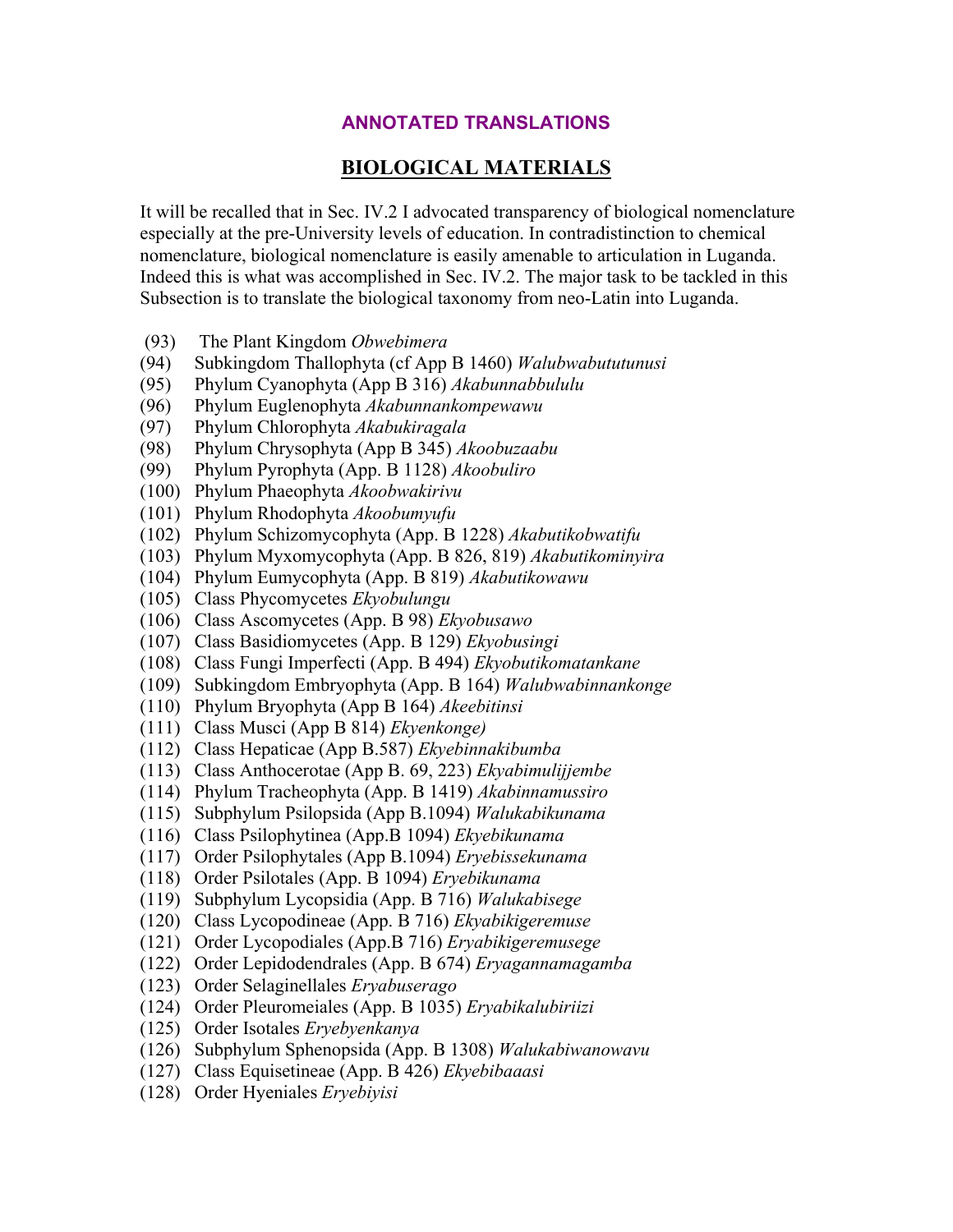## ANNOTATED TRANSLATIONS

## BIOLOGICAL MATERIALS

It will be recalled that in Sec. IV.2 I advocated transparency of biological nomenclature especially at the pre-University levels of education. In contradistinction to chemical nomenclature, biological nomenclature is easily amenable to articulation in Luganda. Indeed this is what was accomplished in Sec. IV.2. The major task to be tackled in this Subsection is to translate the biological taxonomy from neo-Latin into Luganda.

(93) The Plant Kingdom *Obwebimera*
(94) Subkingdom Thallophyta (cf App B 1460) *Walubwabututunusi*
(95) Phylum Cyanophyta (App B 316) *Akabunnabbululu*
(96) Phylum Euglenophyta *Akabunnankompewawu*
(97) Phylum Chlorophyta *Akabukiragala*
(98) Phylum Chrysophyta (App B 345) *Akoobuzaabu*
(99) Phylum Pyrophyta (App. B 1128) *Akoobuliro*
(100) Phylum Phaeophyta *Akoobwakirivu*
(101) Phylum Rhodophyta *Akoobumyufu*
(102) Phylum Schizomycophyta (App. B 1228) *Akabutikobwatifu*
(103) Phylum Myxomycophyta (App. B 826, 819) *Akabutikominyira*
(104) Phylum Eumycophyta (App. B 819) *Akabutikowawu*
(105) Class Phycomycetes *Ekyobulungu*
(106) Class Ascomycetes (App. B 98) *Ekyobusawo*
(107) Class Basidiomycetes (App. B 129) *Ekyobusingi*
(108) Class Fungi Imperfecti (App. B 494) *Ekyobutikomatankane*
(109) Subkingdom Embryophyta (App. B 164) *Walubwabinnankonge*
(110) Phylum Bryophyta (App B 164) *Akeebitinsi*
(111) Class Musci (App B 814) *Ekyenkonge)*
(112) Class Hepaticae (App B.587) *Ekyebinnakibumba*
(113) Class Anthocerotae (App B. 69, 223) *Ekyabimulijjembe*
(114) Phylum Tracheophyta (App. B 1419) *Akabinnamussiro*
(115) Subphylum Psilopsida (App B.1094) *Walukabikunama*
(116) Class Psilophytinea (App.B 1094) *Ekyebikunama*
(117) Order Psilophytales (App B.1094) *Eryebissekunama*
(118) Order Psilotales (App. B 1094) *Eryebikunama*
(119) Subphylum Lycopsidia (App. B 716) *Walukabisege*
(120) Class Lycopodineae (App. B 716) *Ekyabikigeremuse*
(121) Order Lycopodiales (App.B 716) *Eryabikigeremusege*
(122) Order Lepidodendrales (App. B 674) *Eryagannamagamba*
(123) Order Selaginellales *Eryabuserago*
(124) Order Pleuromeiales (App. B 1035) *Eryabikalubiriizi*
(125) Order Isotales *Eryebyenkanya*
(126) Subphylum Sphenopsida (App. B 1308) *Walukabiwanowavu*
(127) Class Equisetineae (App. B 426) *Ekyebibaaasi*
(128) Order Hyeniales *Eryebiyisi*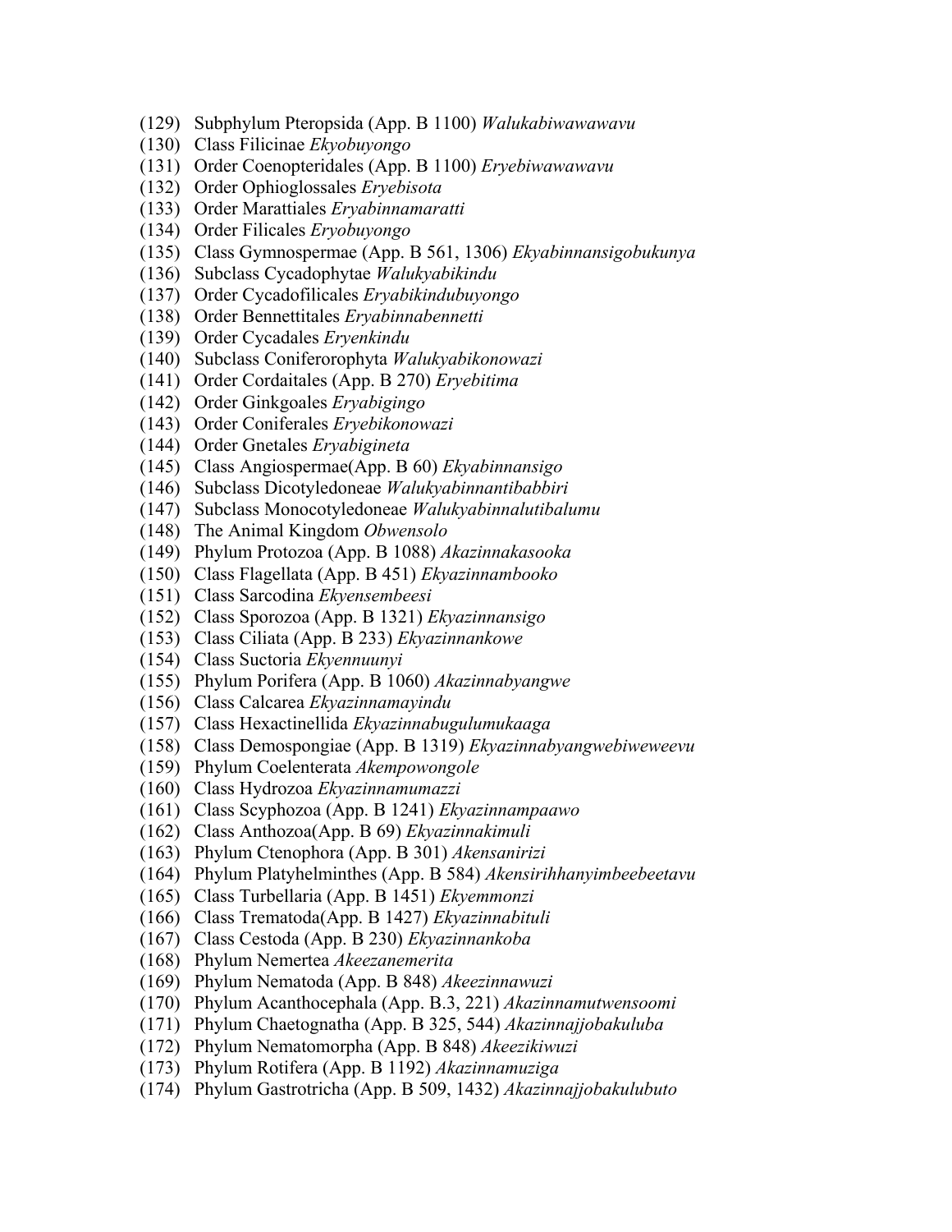(129) Subphylum Pteropsida (App. B 1100) *Walukabiwawawavu*
(130) Class Filicinae *Ekyobuyongo*
(131) Order Coenopteridales (App. B 1100) *Eryebiwawawavu*
(132) Order Ophioglossales *Eryebisota*
(133) Order Marattiales *Eryabinnamaratti*
(134) Order Filicales *Eryobuyongo*
(135) Class Gymnospermae (App. B 561, 1306) *Ekyabinnansigobukunya*
(136) Subclass Cycadophytae *Walukyabikindu*
(137) Order Cycadofilicales *Eryabikindubuyongo*
(138) Order Bennettitales *Eryabinnabennetti*
(139) Order Cycadales *Eryenkindu*
(140) Subclass Coniferorophyta *Walukyabikonowazi*
(141) Order Cordaitales (App. B 270) *Eryebitima*
(142) Order Ginkgoales *Eryabigingo*
(143) Order Coniferales *Eryebikonowazi*
(144) Order Gnetales *Eryabigineta*
(145) Class Angiospermae(App. B 60) *Ekyabinnansigo*
(146) Subclass Dicotyledoneae *Walukyabinnantibabbiri*
(147) Subclass Monocotyledoneae *Walukyabinnalutibalumu*
(148) The Animal Kingdom *Obwensolo*
(149) Phylum Protozoa (App. B 1088) *Akazinnakasooka*
(150) Class Flagellata (App. B 451) *Ekyazinnambooko*
(151) Class Sarcodina *Ekyensembeesi*
(152) Class Sporozoa (App. B 1321) *Ekyazinnansigo*
(153) Class Ciliata (App. B 233) *Ekyazinnankowe*
(154) Class Suctoria *Ekyennuunyi*
(155) Phylum Porifera (App. B 1060) *Akazinnabyangwe*
(156) Class Calcarea *Ekyazinnamayindu*
(157) Class Hexactinellida *Ekyazinnabugulumukaaga*
(158) Class Demospongiae (App. B 1319) *Ekyazinnabyangwebiweweevu*
(159) Phylum Coelenterata *Akempowongole*
(160) Class Hydrozoa *Ekyazinnamumazzi*
(161) Class Scyphozoa (App. B 1241) *Ekyazinnampaawo*
(162) Class Anthozoa(App. B 69) *Ekyazinnakimuli*
(163) Phylum Ctenophora (App. B 301) *Akensanirizi*
(164) Phylum Platyhelminthes (App. B 584) *Akensirihhanyimbeebeetavu*
(165) Class Turbellaria (App. B 1451) *Ekyemmonzi*
(166) Class Trematoda(App. B 1427) *Ekyazinnabituli*
(167) Class Cestoda (App. B 230) *Ekyazinnankoba*
(168) Phylum Nemertea *Akeezanemerita*
(169) Phylum Nematoda (App. B 848) *Akeezinnawuzi*
(170) Phylum Acanthocephala (App. B.3, 221) *Akazinnamutwensoomi*
(171) Phylum Chaetognatha (App. B 325, 544) *Akazinnajjobakuluba*
(172) Phylum Nematomorpha (App. B 848) *Akeezikiwuzi*
(173) Phylum Rotifera (App. B 1192) *Akazinnamuziga*
(174) Phylum Gastrotricha (App. B 509, 1432) *Akazinnajjobakulubuto*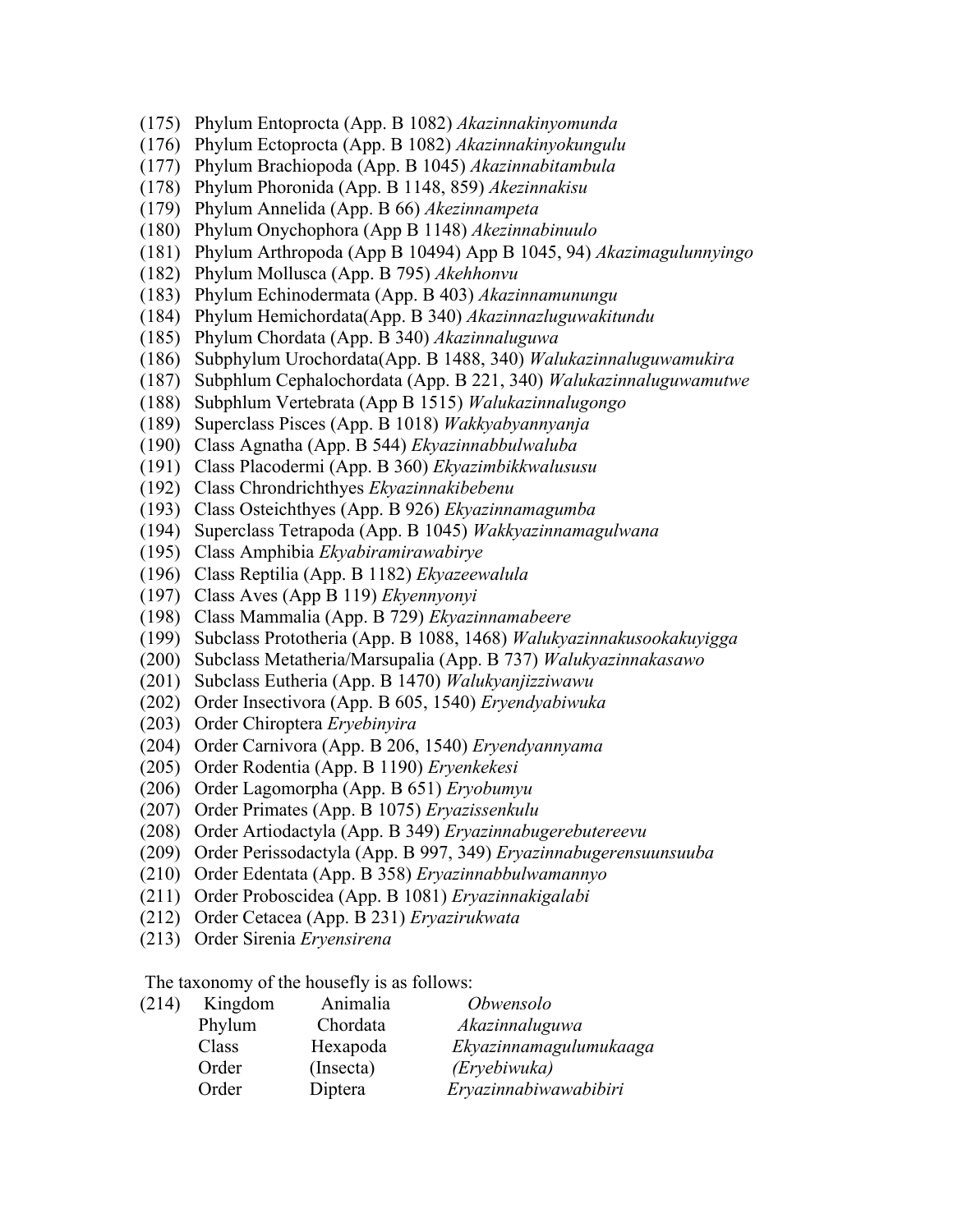(175) Phylum Entoprocta (App. B 1082) *Akazinnakinyomunda*
(176) Phylum Ectoprocta (App. B 1082) *Akazinnakinyokungulu*
(177) Phylum Brachiopoda (App. B 1045) *Akazinnabitambula*
(178) Phylum Phoronida (App. B 1148, 859) *Akezinnakisu*
(179) Phylum Annelida (App. B 66) *Akezinnampeta*
(180) Phylum Onychophora (App B 1148) *Akezinnabinuulo*
(181) Phylum Arthropoda (App B 10494) App B 1045, 94) *Akazimagulunnyingo*
(182) Phylum Mollusca (App. B 795) *Akehhonvu*
(183) Phylum Echinodermata (App. B 403) *Akazinnamunungu*
(184) Phylum Hemichordata(App. B 340) *Akazinnazluguwakitundu*
(185) Phylum Chordata (App. B 340) *Akazinnaluguwa*
(186) Subphylum Urochordata(App. B 1488, 340) *Walukazinnaluguwamukira*
(187) Subphlum Cephalochordata (App. B 221, 340) *Walukazinnaluguwamutwe*
(188) Subphlum Vertebrata (App B 1515) *Walukazinnalugongo*
(189) Superclass Pisces (App. B 1018) *Wakkyabyannyanja*
(190) Class Agnatha (App. B 544) *Ekyazinnabbulwaluba*
(191) Class Placodermi (App. B 360) *Ekyazimbikkwalususu*
(192) Class Chrondrichthyes *Ekyazinnakibebenu*
(193) Class Osteichthyes (App. B 926) *Ekyazinnamagumba*
(194) Superclass Tetrapoda (App. B 1045) *Wakkyazinnamagulwana*
(195) Class Amphibia *Ekyabiramirawabirye*
(196) Class Reptilia (App. B 1182) *Ekyazeewalula*
(197) Class Aves (App B 119) *Ekyennyonyi*
(198) Class Mammalia (App. B 729) *Ekyazinnamabeere*
(199) Subclass Prototheria (App. B 1088, 1468) *Walukyazinnakusookakuyigga*
(200) Subclass Metatheria/Marsupalia (App. B 737) *Walukyazinnakasawo*
(201) Subclass Eutheria (App. B 1470) *Walukyanjizziwawu*
(202) Order Insectivora (App. B 605, 1540) *Eryendyabiwuka*
(203) Order Chiroptera *Eryebinyira*
(204) Order Carnivora (App. B 206, 1540) *Eryendyannyama*
(205) Order Rodentia (App. B 1190) *Eryenkekesi*
(206) Order Lagomorpha (App. B 651) *Eryobumyu*
(207) Order Primates (App. B 1075) *Eryazissenkulu*
(208) Order Artiodactyla (App. B 349) *Eryazinnabugerebutereevu*
(209) Order Perissodactyla (App. B 997, 349) *Eryazinnabugerensuunsuuba*
(210) Order Edentata (App. B 358) *Eryazinnabbulwamannyo*
(211) Order Proboscidea (App. B 1081) *Eryazinnakigalabi*
(212) Order Cetacea (App. B 231) *Eryazirukwata*
(213) Order Sirenia *Eryensirena*

The taxonomy of the housefly is as follows:

| (214) | Kingdom | Animalia | *Obwensolo* |
|---|---|---|---|
| | Phylum | Chordata | *Akazinnaluguwa* |
| | Class | Hexapoda | *Ekyazinnamagulumukaaga* |
| | Order | (Insecta) | *(Eryebiwuka)* |
| | Order | Diptera | *Eryazinnabiwawabibiri* |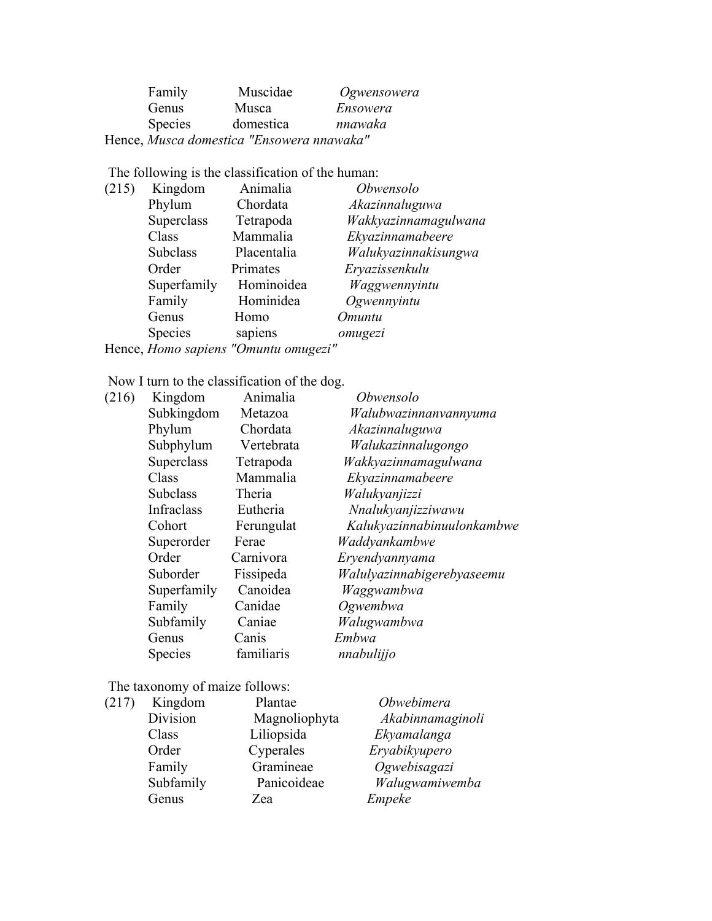| | | |
|---|---|---|
| Family | Muscidae | *Ogwensowera* |
| Genus | Musca | *Ensowera* |
| Species | domestica | *nnawaka* |

Hence, *Musca domestica "Ensowera nnawaka"*

The following is the classification of the human:

(215)

| | | |
|---|---|---|
| Kingdom | Animalia | *Obwensolo* |
| Phylum | Chordata | *Akazinnaluguwa* |
| Superclass | Tetrapoda | *Wakkyazinnamagulwana* |
| Class | Mammalia | *Ekyazinnamabeere* |
| Subclass | Placentalia | *Walukyazinnakisungwa* |
| Order | Primates | *Eryazissenkulu* |
| Superfamily | Hominoidea | *Waggwennyintu* |
| Family | Hominidea | *Ogwennyintu* |
| Genus | Homo | *Omuntu* |
| Species | sapiens | *omugezi* |

Hence, *Homo sapiens "Omuntu omugezi"*

Now I turn to the classification of the dog.

(216)

| | | |
|---|---|---|
| Kingdom | Animalia | *Obwensolo* |
| Subkingdom | Metazoa | *Walubwazinnanvannyuma* |
| Phylum | Chordata | *Akazinnaluguwa* |
| Subphylum | Vertebrata | *Walukazinnalugongo* |
| Superclass | Tetrapoda | *Wakkyazinnamagulwana* |
| Class | Mammalia | *Ekyazinnamabeere* |
| Subclass | Theria | *Walukyanjizzi* |
| Infraclass | Eutheria | *Nnalukyanjizziwawu* |
| Cohort | Ferungulat | *Kalukyazinnabinuulonkambwe* |
| Superorder | Ferae | *Waddyankambwe* |
| Order | Carnivora | *Eryendyannyama* |
| Suborder | Fissipeda | *Walulyazinnabigerebyaseemu* |
| Superfamily | Canoidea | *Waggwambwa* |
| Family | Canidae | *Ogwembwa* |
| Subfamily | Caniae | *Walugwambwa* |
| Genus | Canis | *Embwa* |
| Species | familiaris | *nnabulijjo* |

The taxonomy of maize follows:

(217)

| | | |
|---|---|---|
| Kingdom | Plantae | *Obwebimera* |
| Division | Magnoliophyta | *Akabinnamaginoli* |
| Class | Liliopsida | *Ekyamalanga* |
| Order | Cyperales | *Eryabikyupero* |
| Family | Gramineae | *Ogwebisagazi* |
| Subfamily | Panicoideae | *Walugwamiwemba* |
| Genus | Zea | *Empeke* |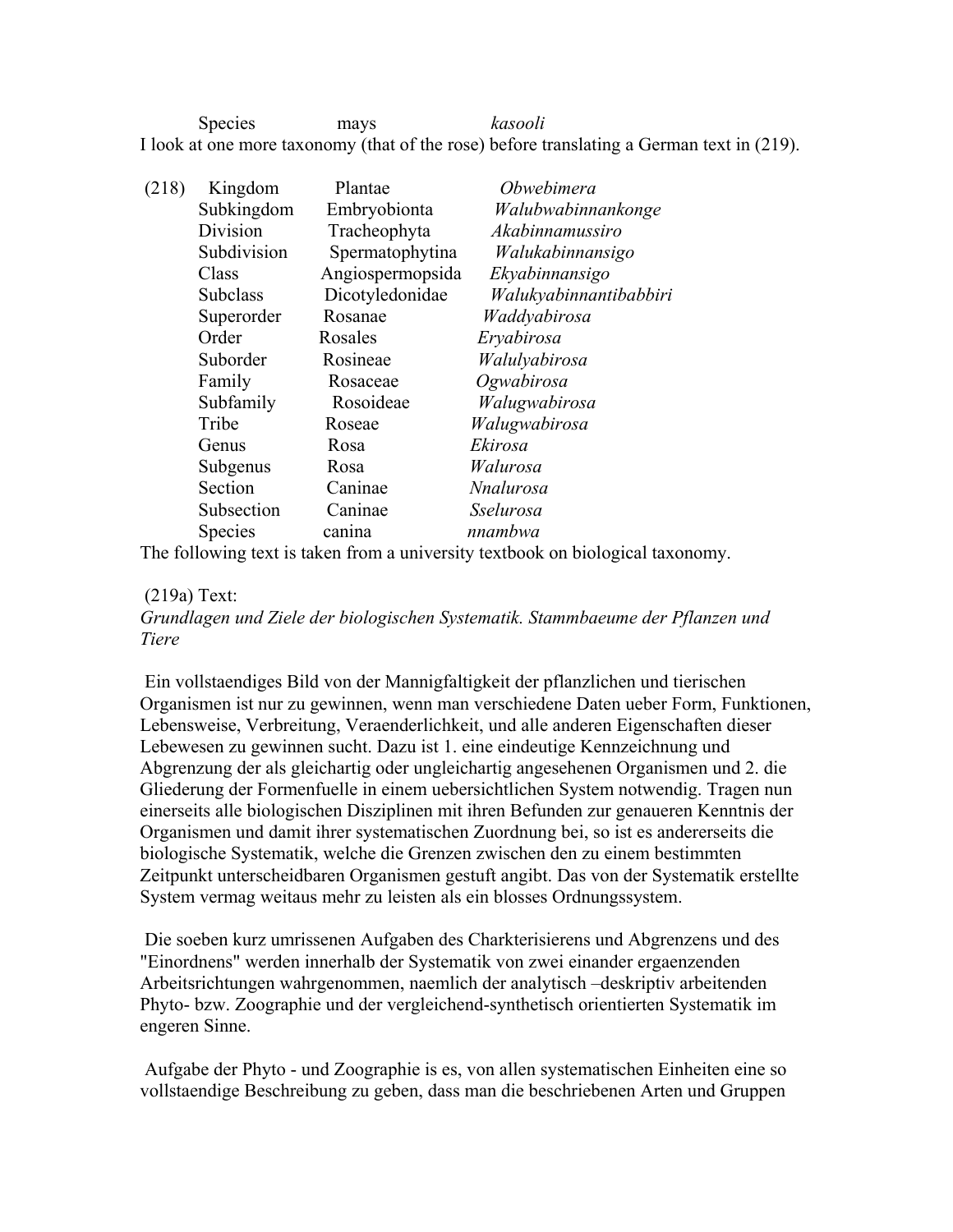| | | |
|---|---|---|
| Species | mays | *kasooli* |

I look at one more taxonomy (that of the rose) before translating a German text in (219).

(218)

| | | |
|---|---|---|
| Kingdom | Plantae | *Obwebimera* |
| Subkingdom | Embryobionta | *Walubwabinnankonge* |
| Division | Tracheophyta | *Akabinnamussiro* |
| Subdivision | Spermatophytina | *Walukabinnansigo* |
| Class | Angiospermopsida | *Ekyabinnansigo* |
| Subclass | Dicotyledonidae | *Walukyabinnantibabbiri* |
| Superorder | Rosanae | *Waddyabirosa* |
| Order | Rosales | *Eryabirosa* |
| Suborder | Rosineae | *Walulyabirosa* |
| Family | Rosaceae | *Ogwabirosa* |
| Subfamily | Rosoideae | *Walugwabirosa* |
| Tribe | Roseae | *Walugwabirosa* |
| Genus | Rosa | *Ekirosa* |
| Subgenus | Rosa | *Walurosa* |
| Section | Caninae | *Nnalurosa* |
| Subsection | Caninae | *Sselurosa* |
| Species | canina | *nnambwa* |

The following text is taken from a university textbook on biological taxonomy.

(219a) Text:
*Grundlagen und Ziele der biologischen Systematik. Stammbaeume der Pflanzen und Tiere*

Ein vollstaendiges Bild von der Mannigfaltigkeit der pflanzlichen und tierischen Organismen ist nur zu gewinnen, wenn man verschiedene Daten ueber Form, Funktionen, Lebensweise, Verbreitung, Veraenderlichkeit, und alle anderen Eigenschaften dieser Lebewesen zu gewinnen sucht. Dazu ist 1. eine eindeutige Kennzeichnung und Abgrenzung der als gleichartig oder ungleichartig angesehenen Organismen und 2. die Gliederung der Formenfuelle in einem uebersichtlichen System notwendig. Tragen nun einerseits alle biologischen Disziplinen mit ihren Befunden zur genaueren Kenntnis der Organismen und damit ihrer systematischen Zuordnung bei, so ist es andererseits die biologische Systematik, welche die Grenzen zwischen den zu einem bestimmten Zeitpunkt unterscheidbaren Organismen gestuft angibt. Das von der Systematik erstellte System vermag weitaus mehr zu leisten als ein blosses Ordnungssystem.

Die soeben kurz umrissenen Aufgaben des Chrakterisierens und Abgrenzens und des "Einordnens" werden innerhalb der Systematik von zwei einander ergaenzenden Arbeitsrichtungen wahrgenommen, naemlich der analytisch –deskriptiv arbeitenden Phyto- bzw. Zoographie und der vergleichend-synthetisch orientierten Systematik im engeren Sinne.

Aufgabe der Phyto - und Zoographie is es, von allen systematischen Einheiten eine so vollstaendige Beschreibung zu geben, dass man die beschriebenen Arten und Gruppen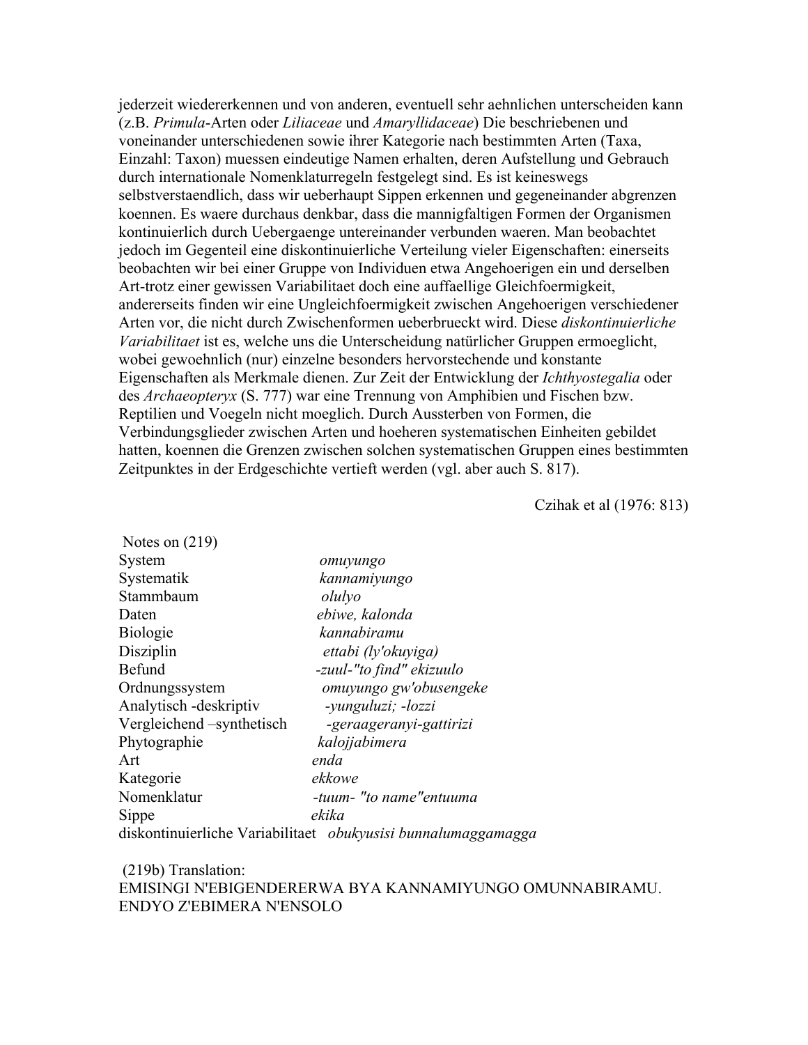jederzeit wiedererkennen und von anderen, eventuell sehr aehnlichen unterscheiden kann (z.B. *Primula*-Arten oder *Liliaceae* und *Amaryllidaceae*) Die beschriebenen und voneinander unterschiedenen sowie ihrer Kategorie nach bestimmten Arten (Taxa, Einzahl: Taxon) muessen eindeutige Namen erhalten, deren Aufstellung und Gebrauch durch internationale Nomenklaturregeln festgelegt sind. Es ist keineswegs selbstverstaendlich, dass wir ueberhaupt Sippen erkennen und gegeneinander abgrenzen koennen. Es waere durchaus denkbar, dass die mannigfaltigen Formen der Organismen kontinuierlich durch Uebergaenge untereinander verbunden waeren. Man beobachtet jedoch im Gegenteil eine diskontinuierliche Verteilung vieler Eigenschaften: einerseits beobachten wir bei einer Gruppe von Individuen etwa Angehoerigen ein und derselben Art-trotz einer gewissen Variabilitaet doch eine auffaellige Gleichfoermigkeit, andererseits finden wir eine Ungleichfoermigkeit zwischen Angehoerigen verschiedener Arten vor, die nicht durch Zwischenformen ueberbrueckt wird. Diese *diskontinuierliche Variabilitaet* ist es, welche uns die Unterscheidung natürlicher Gruppen ermoeglicht, wobei gewoehnlich (nur) einzelne besonders hervorstechende und konstante Eigenschaften als Merkmale dienen. Zur Zeit der Entwicklung der *Ichthyostegalia* oder des *Archaeopteryx* (S. 777) war eine Trennung von Amphibien und Fischen bzw. Reptilien und Voegeln nicht moeglich. Durch Aussterben von Formen, die Verbindungsglieder zwischen Arten und hoeheren systematischen Einheiten gebildet hatten, koennen die Grenzen zwischen solchen systematischen Gruppen eines bestimmten Zeitpunktes in der Erdgeschichte vertieft werden (vgl. aber auch S. 817).

Czihak et al (1976: 813)

Notes on (219)

| | |
|---|---|
| System | *omuyungo* |
| Systematik | *kannamiyungo* |
| Stammbaum | *olulyo* |
| Daten | *ebiwe, kalonda* |
| Biologie | *kannabiramu* |
| Disziplin | *ettabi (ly'okuyiga)* |
| Befund | *-zuul-"to find" ekizuulo* |
| Ordnungssystem | *omuyungo gw'obusengeke* |
| Analytisch -deskriptiv | *-yunguluzi; -lozzi* |
| Vergleichend –synthetisch | *-geraageranyi-gattirizi* |
| Phytographie | *kalojjabimera* |
| Art | *enda* |
| Kategorie | *ekkowe* |
| Nomenklatur | *-tuum- "to name"entuuma* |
| Sippe | *ekika* |
| diskontinuierliche Variabilitaet | *obukyusisi bunnalumaggamagga* |

(219b) Translation:
EMISINGI N'EBIGENDERERWA BYA KANNAMIYUNGO OMUNNABIRAMU. ENDYO Z'EBIMERA N'ENSOLO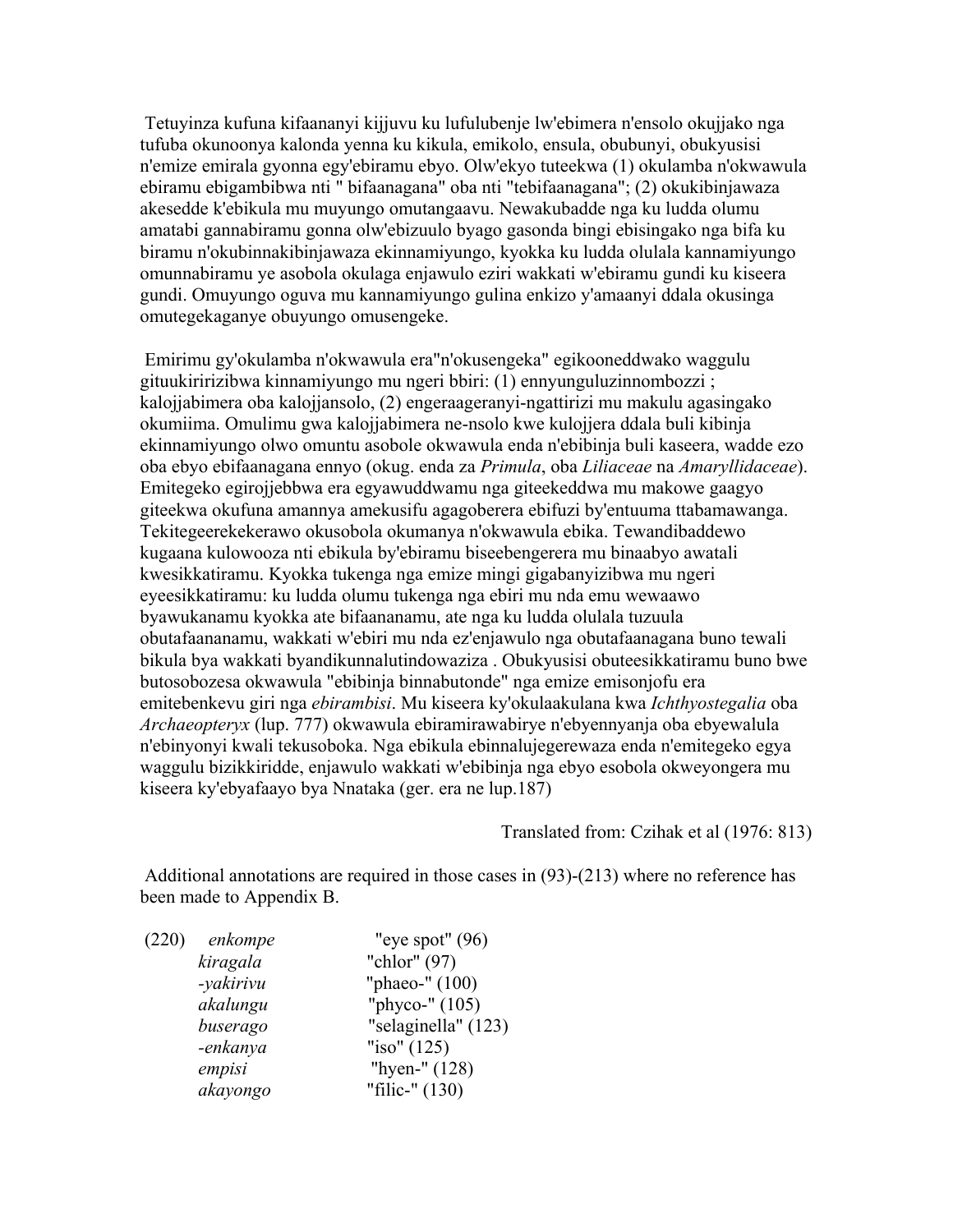Tetuyinza kufuna kifaananyi kijjuvu ku lufulubenje lw'ebimera n'ensolo okujjako nga tufuba okunoonya kalonda yenna ku kikula, emikolo, ensula, obubunyi, obukyusisi n'emize emirala gyonna egy'ebiramu ebyo. Olw'ekyo tuteekwa (1) okulamba n'okwawula ebiramu ebigambibwa nti " bifaanagana" oba nti "tebifaanagana"; (2) okukibinjawaza akesedde k'ebikula mu muyungo omutangaavu. Newakubadde nga ku ludda olumu amatabi gannabiramu gonna olw'ebizuulo byago gasonda bingi ebisingako nga bifa ku biramu n'okubinnakibinjawaza ekinnamiyungo, kyokka ku ludda olulala kannamiyungo omunnabiramu ye asobola okulaga enjawulo eziri wakkati w'ebiramu gundi ku kiseera gundi. Omuyungo oguva mu kannamiyungo gulina enkizo y'amaanyi ddala okusinga omutegekaganye obuyungo omusengeke.

Emirimu gy'okulamba n'okwawula era"n'okusengeka" egikooneddwako waggulu gituukiririzibwa kinnamiyungo mu ngeri bbiri: (1) ennyunguluzinnombozzi ; kalojjabimera oba kalojjansolo, (2) engeraageranyi-ngattirizi mu makulu agasingako okumiima. Omulimu gwa kalojjabimera ne-nsolo kwe kulojjera ddala buli kibinja ekinnamiyungo olwo omuntu asobole okwawula enda n'ebibinja buli kaseera, wadde ezo oba ebyo ebifaanagana ennyo (okug. enda za *Primula*, oba *Liliaceae* na *Amaryllidaceae*). Emitegeko egirojjebbwa era egyawuddwamu nga giteekeddwa mu makowe gaagyo giteekwa okufuna amannya amekusifu agagoberera ebifuzi by'entuuma ttabamawanga. Tekitegeerekekerawo okusobola okumanya n'okwawula ebika. Tewandibaddewo kugaana kulowooza nti ebikula by'ebiramu biseebengerera mu binaabyo awatali kwesikkatiramu. Kyokka tukenga nga emize mingi gigabanyizibwa mu ngeri eyeesikkatiramu: ku ludda olumu tukenga nga ebiri mu nda emu wewaawo byawukanamu kyokka ate bifaananamu, ate nga ku ludda olulala tuzuula obutafaananamu, wakkati w'ebiri mu nda ez'enjawulo nga obutafaanagana buno tewali bikula bya wakkati byandikunnalutindowaziza . Obukyusisi obuteesikkatiramu buno bwe butosobozesa okwawula "ebibinja binnabutonde" nga emize emisonjofu era emitebenkevu giri nga *ebirambisi*. Mu kiseera ky'okulaakulana kwa *Ichthyostegalia* oba *Archaeopteryx* (lup. 777) okwawula ebiramirawabirye n'ebyennyanja oba ebyewalula n'ebinyonyi kwali tekusoboka. Nga ebikula ebinnalujegerewaza enda n'emitegeko egya waggulu bizikkiridde, enjawulo wakkati w'ebibinja nga ebyo esobola okweyongera mu kiseera ky'ebyafaayo bya Nnataka (ger. era ne lup.187)

Translated from: Czihak et al (1976: 813)

Additional annotations are required in those cases in (93)-(213) where no reference has been made to Appendix B.

(220)

| | |
|---|---|
| *enkompe* | "eye spot" (96) |
| *kiragala* | "chlor" (97) |
| *-yakirivu* | "phaeo-" (100) |
| *akalungu* | "phyco-" (105) |
| *buserago* | "selaginella" (123) |
| *-enkanya* | "iso" (125) |
| *empisi* | "hyen-" (128) |
| *akayongo* | "filic-" (130) |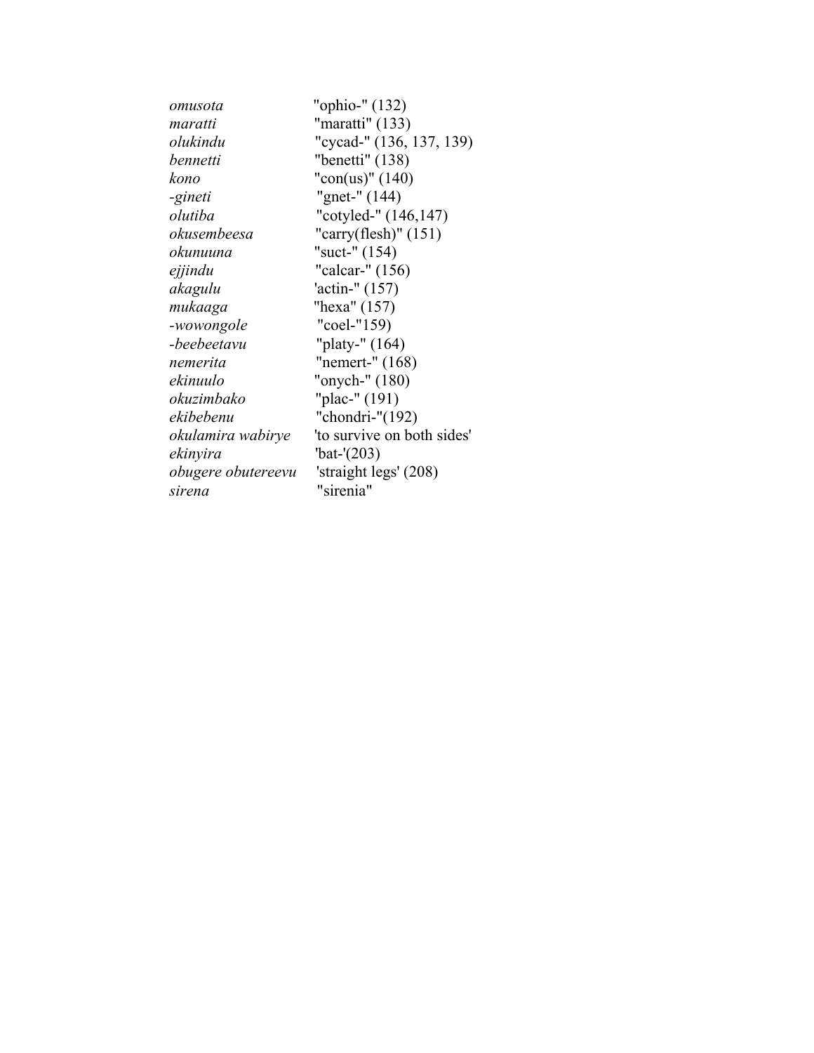| | |
|---|---|
| *omusota* | "ophio-" (132) |
| *maratti* | "maratti" (133) |
| *olukindu* | "cycad-" (136, 137, 139) |
| *bennetti* | "benetti" (138) |
| *kono* | "con(us)" (140) |
| *-gineti* | "gnet-" (144) |
| *olutiba* | "cotyled-" (146,147) |
| *okusembeesa* | "carry(flesh)" (151) |
| *okunuuna* | "suct-" (154) |
| *ejjindu* | "calcar-" (156) |
| *akagulu* | 'actin-" (157) |
| *mukaaga* | "hexa" (157) |
| *-wowongole* | "coel-"159) |
| *-beebeetavu* | "platy-" (164) |
| *nemerita* | "nemert-" (168) |
| *ekinuulo* | "onych-" (180) |
| *okuzimbako* | "plac-" (191) |
| *ekibebenu* | "chondri-"(192) |
| *okulamira wabirye* | 'to survive on both sides' |
| *ekinyira* | 'bat-'(203) |
| *obugere obutereevu* | 'straight legs' (208) |
| *sirena* | "sirenia" |